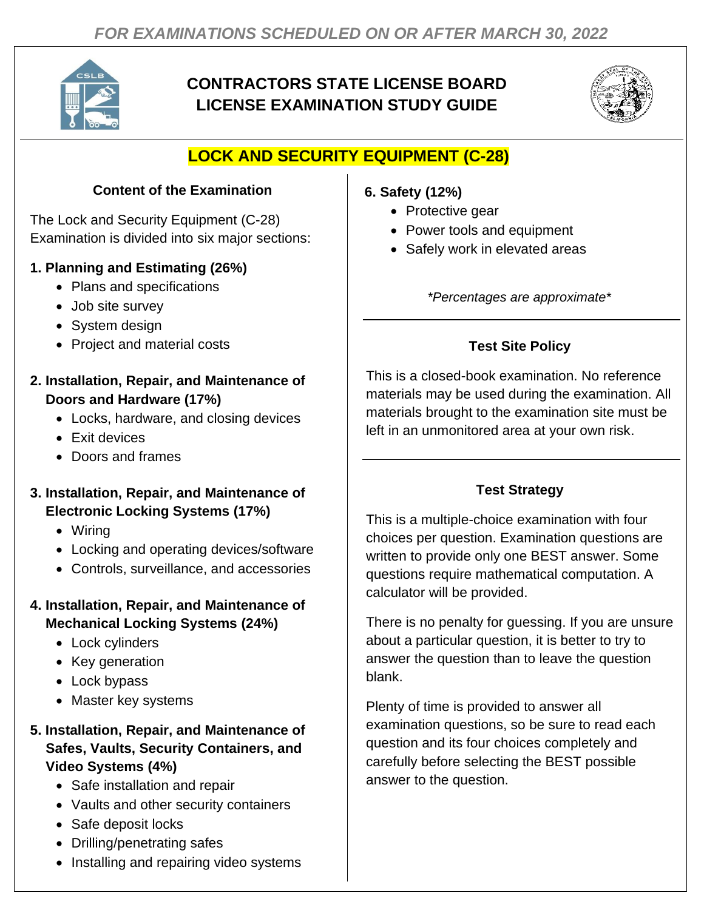*FOR EXAMINATIONS SCHEDULED ON OR AFTER MARCH 30, 2022*

# CONTRACTORS STATE LICENSE BOARD LICENSE EXAMINATION STUDY GUIDE

## LOCK AND SECURITY EQUIPMENT (C-28)

### Content of the Examination

The Lock and Security Equipment (C-28) Examination is divided into six major sections:

**1. Planning and Estimating (26%)**

- Plans and specifications
- Job site survey
- System design
- Project and material costs

**2. Installation, Repair, and Maintenance of Doors and Hardware (17%)**

- Locks, hardware, and closing devices
- Exit devices
- Doors and frames

**3. Installation, Repair, and Maintenance of Electronic Locking Systems (17%)**

- Wiring
- Locking and operating devices/software
- Controls, surveillance, and accessories

**4. Installation, Repair, and Maintenance of Mechanical Locking Systems (24%)**

- Lock cylinders
- Key generation
- Lock bypass
- Master key systems

**5. Installation, Repair, and Maintenance of Safes, Vaults, Security Containers, and Video Systems (4%)**

- Safe installation and repair
- Vaults and other security containers
- Safe deposit locks
- Drilling/penetrating safes
- Installing and repairing video systems

**6. Safety (12%)**

- Protective gear
- Power tools and equipment
- Safely work in elevated areas

*\*Percentages are approximate\**

### Test Site Policy

This is a closed-book examination. No reference materials may be used during the examination. All materials brought to the examination site must be left in an unmonitored area at your own risk.

### Test Strategy

This is a multiple-choice examination with four choices per question. Examination questions are written to provide only one BEST answer. Some questions require mathematical computation. A calculator will be provided.

There is no penalty for guessing. If you are unsure about a particular question, it is better to try to answer the question than to leave the question blank.

Plenty of time is provided to answer all examination questions, so be sure to read each question and its four choices completely and carefully before selecting the BEST possible answer to the question.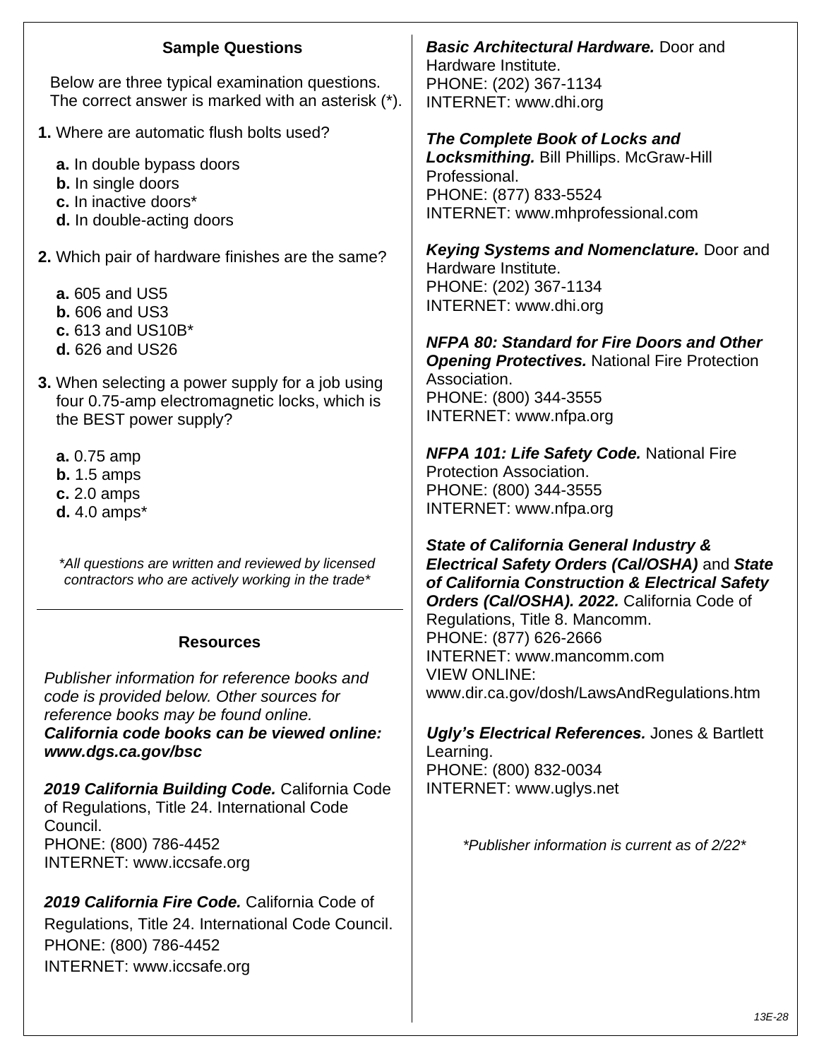## Sample Questions

Below are three typical examination questions. The correct answer is marked with an asterisk (*).

**1.** Where are automatic flush bolts used?

**a.** In double bypass doors
**b.** In single doors
**c.** In inactive doors*
**d.** In double-acting doors

**2.** Which pair of hardware finishes are the same?

**a.** 605 and US5
**b.** 606 and US3
**c.** 613 and US10B*
**d.** 626 and US26

**3.** When selecting a power supply for a job using four 0.75-amp electromagnetic locks, which is the BEST power supply?

**a.** 0.75 amp
**b.** 1.5 amps
**c.** 2.0 amps
**d.** 4.0 amps*

*\*All questions are written and reviewed by licensed contractors who are actively working in the trade\**

---

## Resources

*Publisher information for reference books and code is provided below. Other sources for reference books may be found online.*
***California code books can be viewed online: www.dgs.ca.gov/bsc***

***2019 California Building Code.*** California Code of Regulations, Title 24. International Code Council.
PHONE: (800) 786-4452
INTERNET: www.iccsafe.org

***2019 California Fire Code.*** California Code of Regulations, Title 24. International Code Council.
PHONE: (800) 786-4452
INTERNET: www.iccsafe.org

***Basic Architectural Hardware.*** Door and Hardware Institute.
PHONE: (202) 367-1134
INTERNET: www.dhi.org

***The Complete Book of Locks and Locksmithing.*** Bill Phillips. McGraw-Hill Professional.
PHONE: (877) 833-5524
INTERNET: www.mhprofessional.com

***Keying Systems and Nomenclature.*** Door and Hardware Institute.
PHONE: (202) 367-1134
INTERNET: www.dhi.org

***NFPA 80: Standard for Fire Doors and Other Opening Protectives.*** National Fire Protection Association.
PHONE: (800) 344-3555
INTERNET: www.nfpa.org

***NFPA 101: Life Safety Code.*** National Fire Protection Association.
PHONE: (800) 344-3555
INTERNET: www.nfpa.org

***State of California General Industry & Electrical Safety Orders (Cal/OSHA)*** and ***State of California Construction & Electrical Safety Orders (Cal/OSHA). 2022.*** California Code of Regulations, Title 8. Mancomm.
PHONE: (877) 626-2666
INTERNET: www.mancomm.com
VIEW ONLINE: www.dir.ca.gov/dosh/LawsAndRegulations.htm

***Ugly's Electrical References.*** Jones & Bartlett Learning.
PHONE: (800) 832-0034
INTERNET: www.uglys.net

*\*Publisher information is current as of 2/22\**